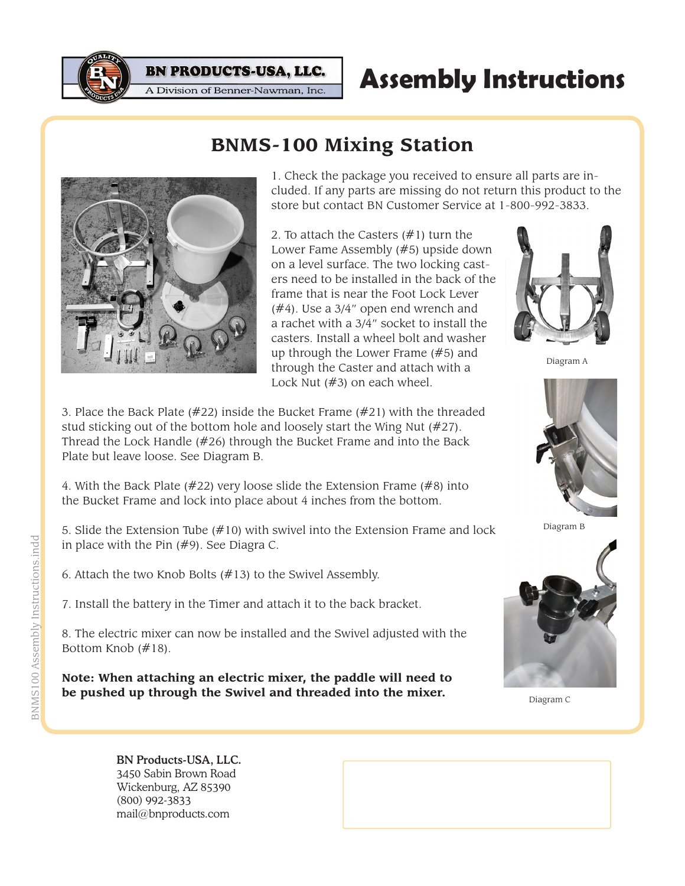BN PRODUCTS-USA, LLC.
A Division of Benner-Nawman, Inc.

# Assembly Instructions

## BNMS-100 Mixing Station

1. Check the package you received to ensure all parts are included. If any parts are missing do not return this product to the store but contact BN Customer Service at 1-800-992-3833.

2. To attach the Casters (#1) turn the Lower Fame Assembly (#5) upside down on a level surface. The two locking casters need to be installed in the back of the frame that is near the Foot Lock Lever (#4). Use a 3/4" open end wrench and a rachet with a 3/4" socket to install the casters. Install a wheel bolt and washer up through the Lower Frame (#5) and through the Caster and attach with a Lock Nut (#3) on each wheel.

Diagram A

3. Place the Back Plate (#22) inside the Bucket Frame (#21) with the threaded stud sticking out of the bottom hole and loosely start the Wing Nut (#27). Thread the Lock Handle (#26) through the Bucket Frame and into the Back Plate but leave loose. See Diagram B.

4. With the Back Plate (#22) very loose slide the Extension Frame (#8) into the Bucket Frame and lock into place about 4 inches from the bottom.

Diagram B

5. Slide the Extension Tube (#10) with swivel into the Extension Frame and lock in place with the Pin (#9). See Diagra C.

6. Attach the two Knob Bolts (#13) to the Swivel Assembly.

7. Install the battery in the Timer and attach it to the back bracket.

8. The electric mixer can now be installed and the Swivel adjusted with the Bottom Knob (#18).

**Note: When attaching an electric mixer, the paddle will need to be pushed up through the Swivel and threaded into the mixer.**

Diagram C

**BN Products-USA, LLC.**
3450 Sabin Brown Road
Wickenburg, AZ 85390
(800) 992-3833
mail@bnproducts.com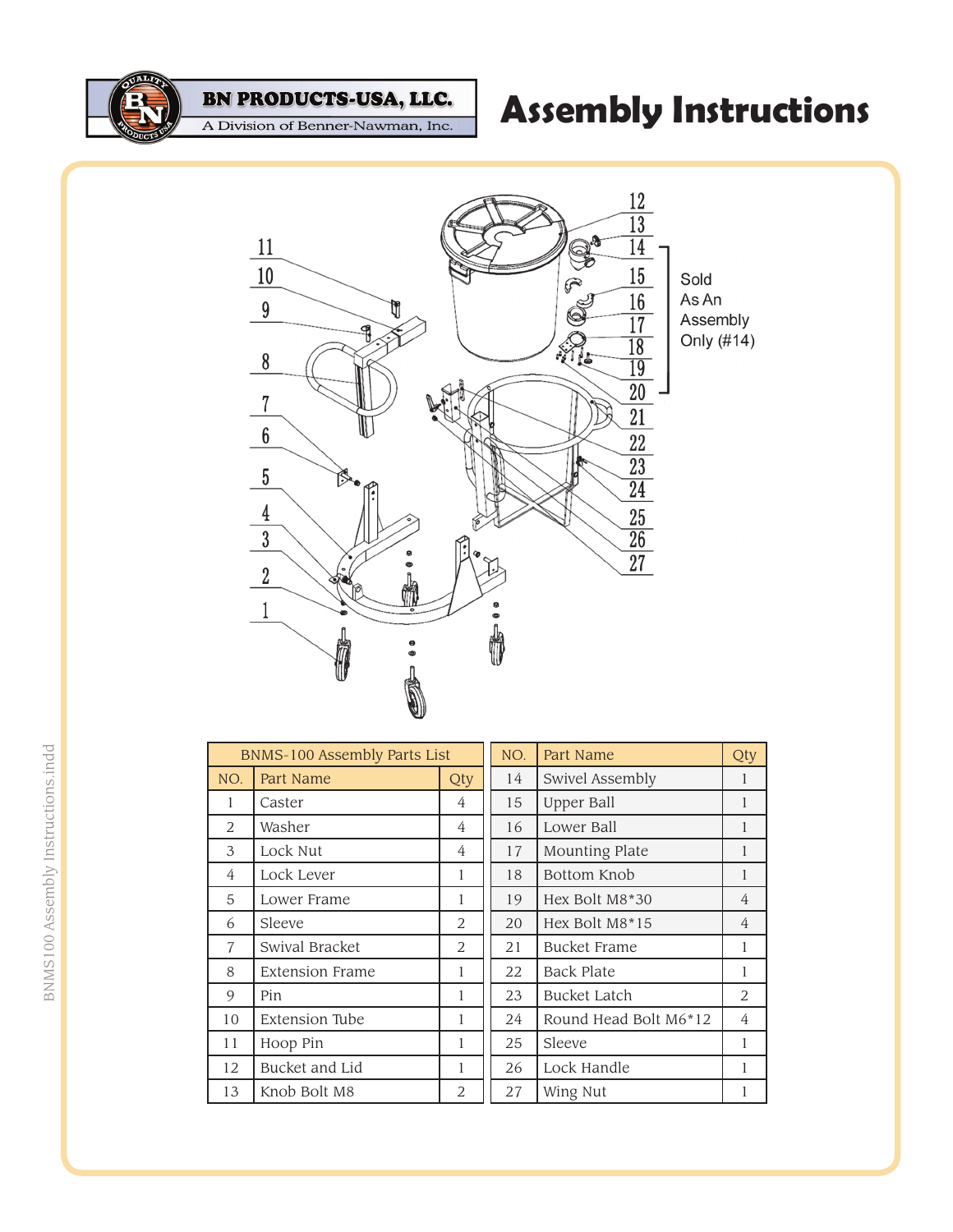**BN PRODUCTS-USA, LLC.**
A Division of Benner-Nawman, Inc.

# Assembly Instructions

1
2
3
4
5
6
7
8
9
10
11
12
13
14
15
16
17
18
19
20
21
22
23
24
25
26
27

Sold As An Assembly Only (#14)

| BNMS-100 Assembly Parts List | | |
|---|---|---|
| NO. | Part Name | Qty |
| 1 | Caster | 4 |
| 2 | Washer | 4 |
| 3 | Lock Nut | 4 |
| 4 | Lock Lever | 1 |
| 5 | Lower Frame | 1 |
| 6 | Sleeve | 2 |
| 7 | Swival Bracket | 2 |
| 8 | Extension Frame | 1 |
| 9 | Pin | 1 |
| 10 | Extension Tube | 1 |
| 11 | Hoop Pin | 1 |
| 12 | Bucket and Lid | 1 |
| 13 | Knob Bolt M8 | 2 |

| NO. | Part Name | Qty |
|---|---|---|
| 14 | Swivel Assembly | 1 |
| 15 | Upper Ball | 1 |
| 16 | Lower Ball | 1 |
| 17 | Mounting Plate | 1 |
| 18 | Bottom Knob | 1 |
| 19 | Hex Bolt M8*30 | 4 |
| 20 | Hex Bolt M8*15 | 4 |
| 21 | Bucket Frame | 1 |
| 22 | Back Plate | 1 |
| 23 | Bucket Latch | 2 |
| 24 | Round Head Bolt M6*12 | 4 |
| 25 | Sleeve | 1 |
| 26 | Lock Handle | 1 |
| 27 | Wing Nut | 1 |